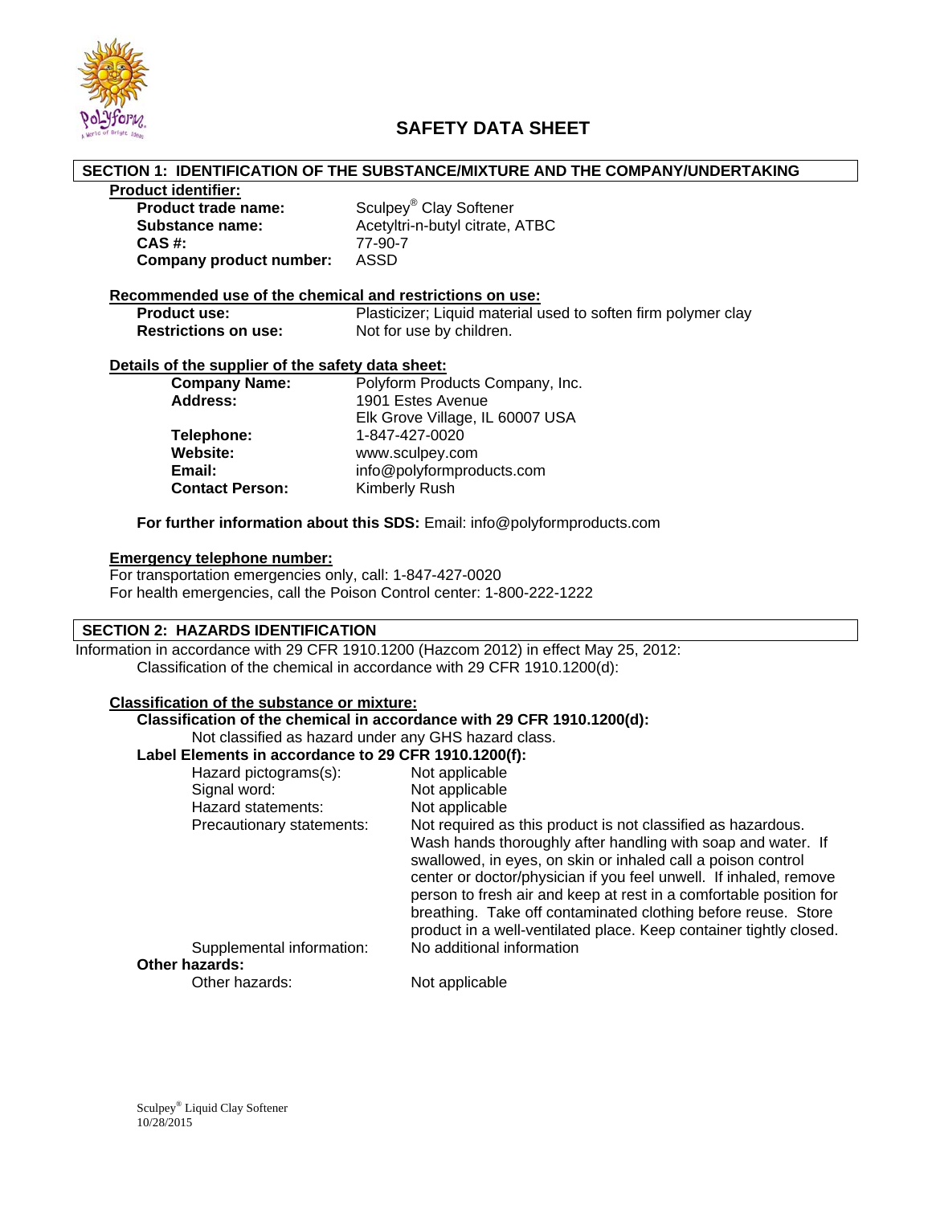# SAFETY DATA SHEET

## SECTION 1: IDENTIFICATION OF THE SUBSTANCE/MIXTURE AND THE COMPANY/UNDERTAKING

**Product identifier:**

| | |
|---|---|
| **Product trade name:** | Sculpey® Clay Softener |
| **Substance name:** | Acetyltri-n-butyl citrate, ATBC |
| **CAS #:** | 77-90-7 |
| **Company product number:** | ASSD |

**Recommended use of the chemical and restrictions on use:**

| | |
|---|---|
| **Product use:** | Plasticizer; Liquid material used to soften firm polymer clay |
| **Restrictions on use:** | Not for use by children. |

**Details of the supplier of the safety data sheet:**

| | |
|---|---|
| **Company Name:** | Polyform Products Company, Inc. |
| **Address:** | 1901 Estes Avenue<br>Elk Grove Village, IL 60007 USA |
| **Telephone:** | 1-847-427-0020 |
| **Website:** | www.sculpey.com |
| **Email:** | info@polyformproducts.com |
| **Contact Person:** | Kimberly Rush |

**For further information about this SDS:** Email: info@polyformproducts.com

**Emergency telephone number:**

For transportation emergencies only, call: 1-847-427-0020
For health emergencies, call the Poison Control center: 1-800-222-1222

## SECTION 2: HAZARDS IDENTIFICATION

Information in accordance with 29 CFR 1910.1200 (Hazcom 2012) in effect May 25, 2012:
Classification of the chemical in accordance with 29 CFR 1910.1200(d):

**Classification of the substance or mixture:**

**Classification of the chemical in accordance with 29 CFR 1910.1200(d):**

Not classified as hazard under any GHS hazard class.

**Label Elements in accordance to 29 CFR 1910.1200(f):**

| | |
|---|---|
| Hazard pictograms(s): | Not applicable |
| Signal word: | Not applicable |
| Hazard statements: | Not applicable |
| Precautionary statements: | Not required as this product is not classified as hazardous. Wash hands thoroughly after handling with soap and water. If swallowed, in eyes, on skin or inhaled call a poison control center or doctor/physician if you feel unwell. If inhaled, remove person to fresh air and keep at rest in a comfortable position for breathing. Take off contaminated clothing before reuse. Store product in a well-ventilated place. Keep container tightly closed. |
| Supplemental information: | No additional information |

**Other hazards:**

| | |
|---|---|
| Other hazards: | Not applicable |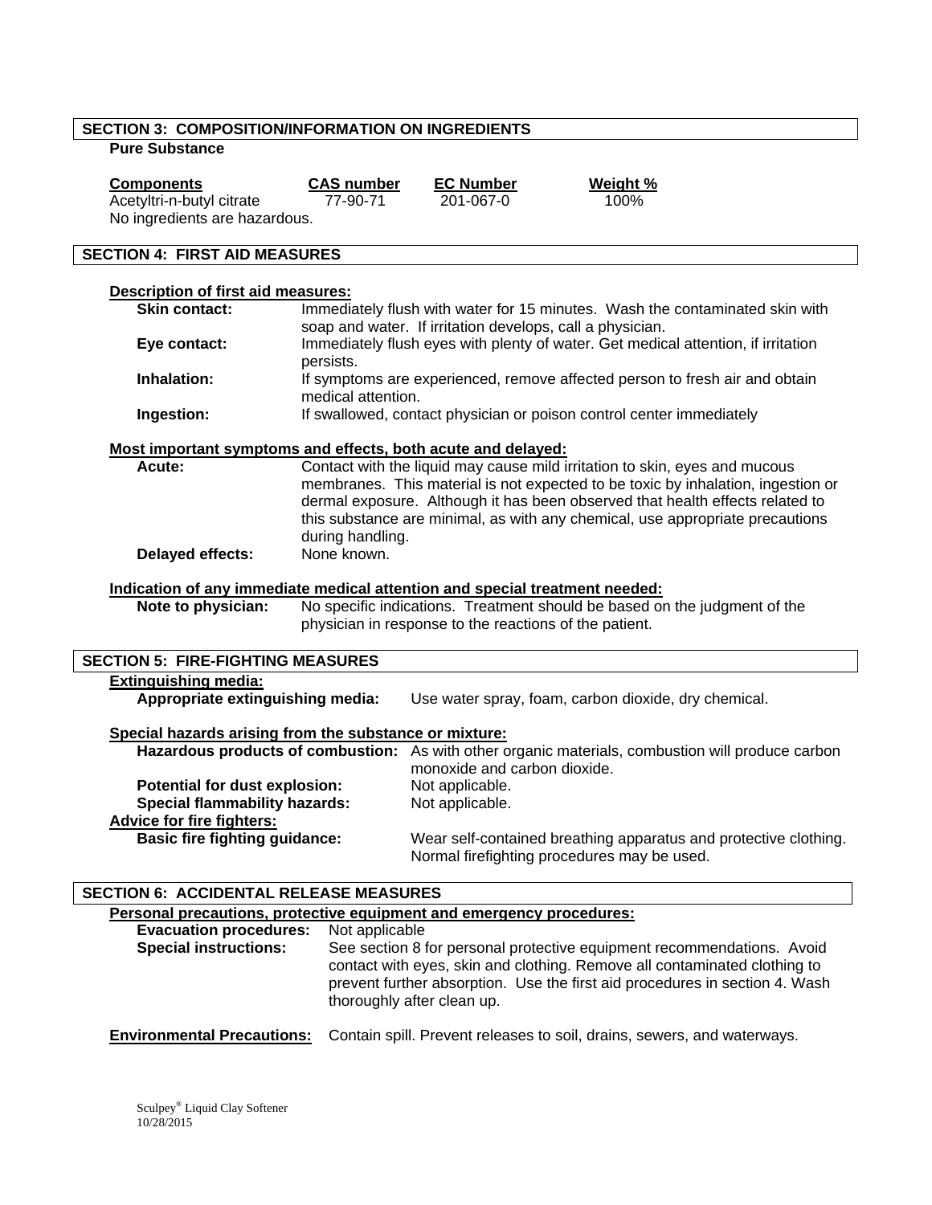## SECTION 3: COMPOSITION/INFORMATION ON INGREDIENTS

**Pure Substance**

| Components | CAS number | EC Number | Weight % |
| --- | --- | --- | --- |
| Acetyltri-n-butyl citrate | 77-90-71 | 201-067-0 | 100% |

No ingredients are hazardous.

## SECTION 4: FIRST AID MEASURES

**Description of first aid measures:**

**Skin contact:** Immediately flush with water for 15 minutes. Wash the contaminated skin with soap and water. If irritation develops, call a physician.

**Eye contact:** Immediately flush eyes with plenty of water. Get medical attention, if irritation persists.

**Inhalation:** If symptoms are experienced, remove affected person to fresh air and obtain medical attention.

**Ingestion:** If swallowed, contact physician or poison control center immediately

**Most important symptoms and effects, both acute and delayed:**

**Acute:** Contact with the liquid may cause mild irritation to skin, eyes and mucous membranes. This material is not expected to be toxic by inhalation, ingestion or dermal exposure. Although it has been observed that health effects related to this substance are minimal, as with any chemical, use appropriate precautions during handling.

**Delayed effects:** None known.

**Indication of any immediate medical attention and special treatment needed:**

**Note to physician:** No specific indications. Treatment should be based on the judgment of the physician in response to the reactions of the patient.

## SECTION 5: FIRE-FIGHTING MEASURES

**Extinguishing media:**

**Appropriate extinguishing media:** Use water spray, foam, carbon dioxide, dry chemical.

**Special hazards arising from the substance or mixture:**

**Hazardous products of combustion:** As with other organic materials, combustion will produce carbon monoxide and carbon dioxide.

**Potential for dust explosion:** Not applicable.

**Special flammability hazards:** Not applicable.

**Advice for fire fighters:**

**Basic fire fighting guidance:** Wear self-contained breathing apparatus and protective clothing. Normal firefighting procedures may be used.

## SECTION 6: ACCIDENTAL RELEASE MEASURES

**Personal precautions, protective equipment and emergency procedures:**

**Evacuation procedures:** Not applicable

**Special instructions:** See section 8 for personal protective equipment recommendations. Avoid contact with eyes, skin and clothing. Remove all contaminated clothing to prevent further absorption. Use the first aid procedures in section 4. Wash thoroughly after clean up.

**Environmental Precautions:** Contain spill. Prevent releases to soil, drains, sewers, and waterways.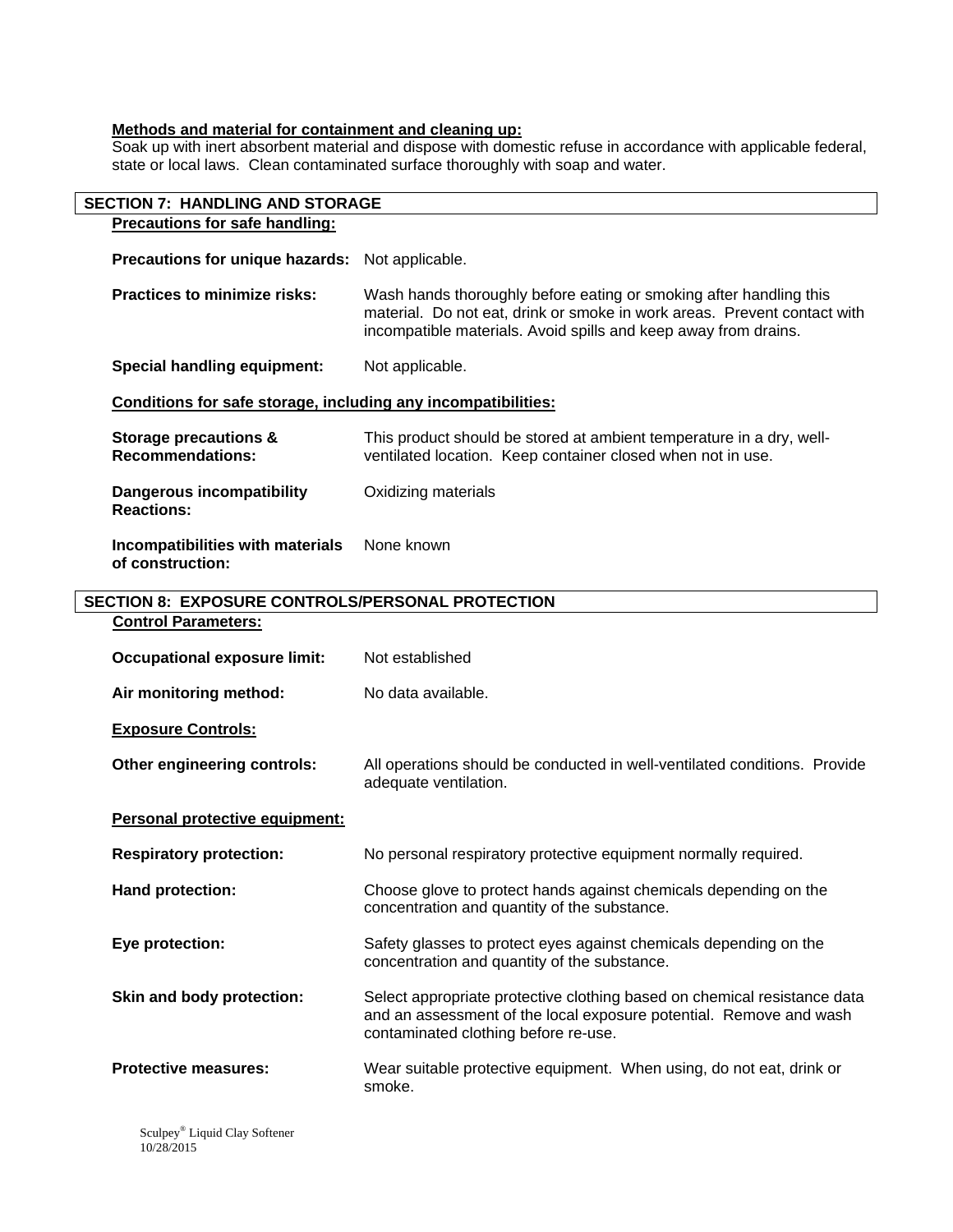**Methods and material for containment and cleaning up:**
Soak up with inert absorbent material and dispose with domestic refuse in accordance with applicable federal, state or local laws. Clean contaminated surface thoroughly with soap and water.

## SECTION 7: HANDLING AND STORAGE

**Precautions for safe handling:**

**Precautions for unique hazards:** Not applicable.

**Practices to minimize risks:** Wash hands thoroughly before eating or smoking after handling this material. Do not eat, drink or smoke in work areas. Prevent contact with incompatible materials. Avoid spills and keep away from drains.

**Special handling equipment:** Not applicable.

**Conditions for safe storage, including any incompatibilities:**

**Storage precautions & Recommendations:** This product should be stored at ambient temperature in a dry, well-ventilated location. Keep container closed when not in use.

**Dangerous incompatibility Reactions:** Oxidizing materials

**Incompatibilities with materials of construction:** None known

## SECTION 8: EXPOSURE CONTROLS/PERSONAL PROTECTION

**Control Parameters:**

**Occupational exposure limit:** Not established

**Air monitoring method:** No data available.

**Exposure Controls:**

**Other engineering controls:** All operations should be conducted in well-ventilated conditions. Provide adequate ventilation.

**Personal protective equipment:**

**Respiratory protection:** No personal respiratory protective equipment normally required.

**Hand protection:** Choose glove to protect hands against chemicals depending on the concentration and quantity of the substance.

**Eye protection:** Safety glasses to protect eyes against chemicals depending on the concentration and quantity of the substance.

**Skin and body protection:** Select appropriate protective clothing based on chemical resistance data and an assessment of the local exposure potential. Remove and wash contaminated clothing before re-use.

**Protective measures:** Wear suitable protective equipment. When using, do not eat, drink or smoke.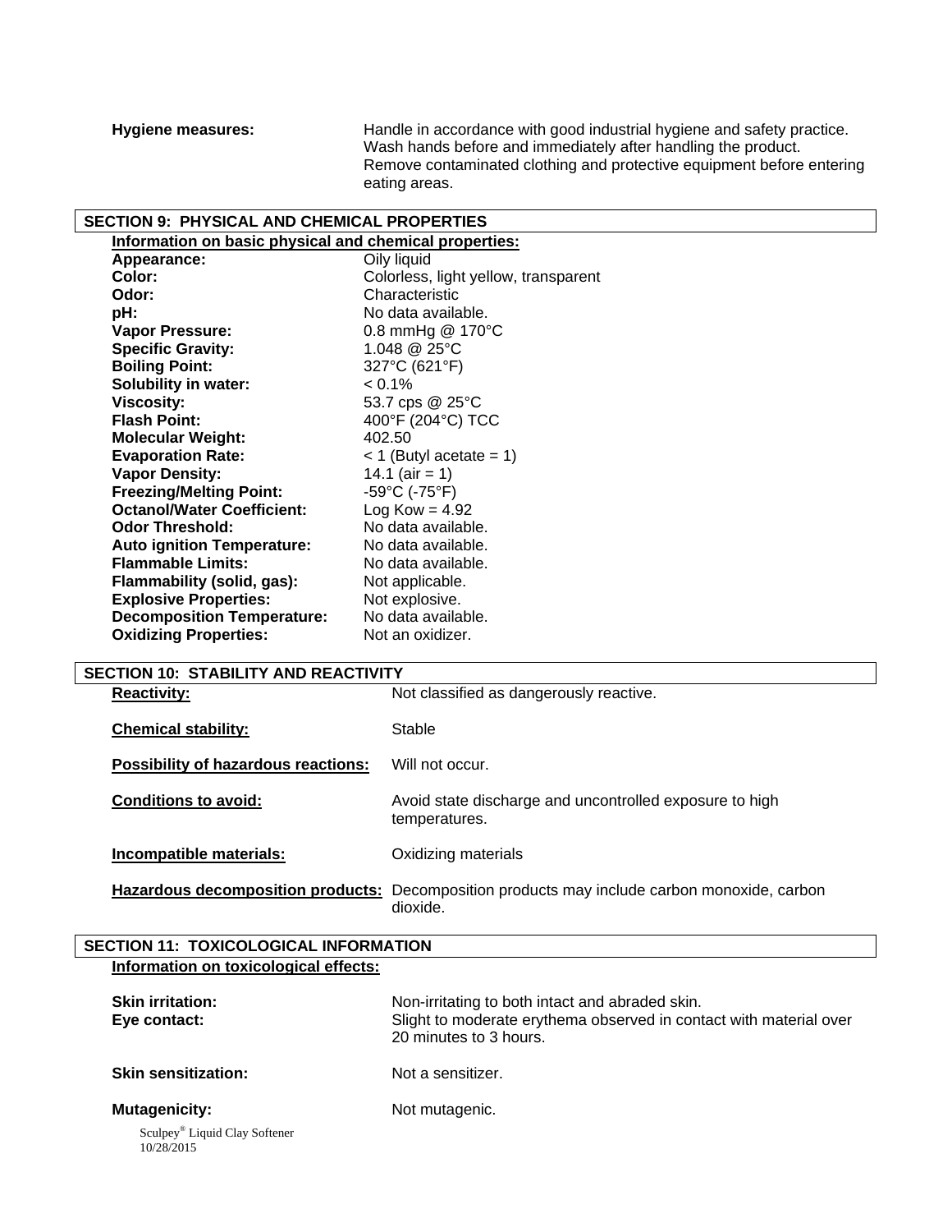**Hygiene measures:** Handle in accordance with good industrial hygiene and safety practice. Wash hands before and immediately after handling the product. Remove contaminated clothing and protective equipment before entering eating areas.

## SECTION 9: PHYSICAL AND CHEMICAL PROPERTIES

**Information on basic physical and chemical properties:**

| | |
|---|---|
| **Appearance:** | Oily liquid |
| **Color:** | Colorless, light yellow, transparent |
| **Odor:** | Characteristic |
| **pH:** | No data available. |
| **Vapor Pressure:** | 0.8 mmHg @ 170°C |
| **Specific Gravity:** | 1.048 @ 25°C |
| **Boiling Point:** | 327°C (621°F) |
| **Solubility in water:** | < 0.1% |
| **Viscosity:** | 53.7 cps @ 25°C |
| **Flash Point:** | 400°F (204°C) TCC |
| **Molecular Weight:** | 402.50 |
| **Evaporation Rate:** | < 1 (Butyl acetate = 1) |
| **Vapor Density:** | 14.1 (air = 1) |
| **Freezing/Melting Point:** | -59°C (-75°F) |
| **Octanol/Water Coefficient:** | Log Kow = 4.92 |
| **Odor Threshold:** | No data available. |
| **Auto ignition Temperature:** | No data available. |
| **Flammable Limits:** | No data available. |
| **Flammability (solid, gas):** | Not applicable. |
| **Explosive Properties:** | Not explosive. |
| **Decomposition Temperature:** | No data available. |
| **Oxidizing Properties:** | Not an oxidizer. |

## SECTION 10: STABILITY AND REACTIVITY

**Reactivity:** Not classified as dangerously reactive.

**Chemical stability:** Stable

**Possibility of hazardous reactions:** Will not occur.

**Conditions to avoid:** Avoid state discharge and uncontrolled exposure to high temperatures.

**Incompatible materials:** Oxidizing materials

**Hazardous decomposition products:** Decomposition products may include carbon monoxide, carbon dioxide.

## SECTION 11: TOXICOLOGICAL INFORMATION

**Information on toxicological effects:**

**Skin irritation:** Non-irritating to both intact and abraded skin.

**Eye contact:** Slight to moderate erythema observed in contact with material over 20 minutes to 3 hours.

**Skin sensitization:** Not a sensitizer.

**Mutagenicity:** Not mutagenic.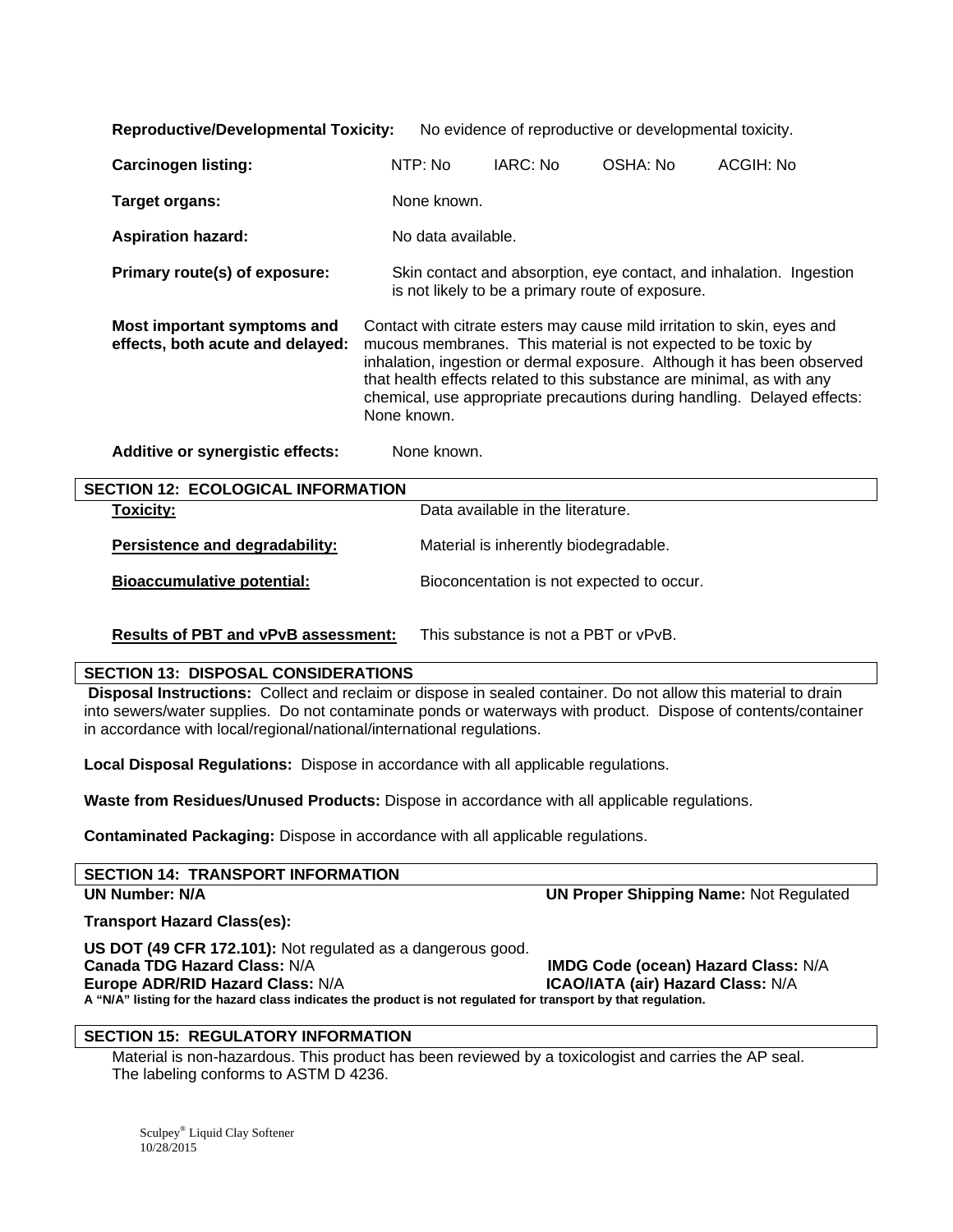**Reproductive/Developmental Toxicity:** No evidence of reproductive or developmental toxicity.

| **Carcinogen listing:** | NTP: No | IARC: No | OSHA: No | ACGIH: No |
|---|---|---|---|---|

**Target organs:** None known.

**Aspiration hazard:** No data available.

**Primary route(s) of exposure:** Skin contact and absorption, eye contact, and inhalation. Ingestion is not likely to be a primary route of exposure.

**Most important symptoms and effects, both acute and delayed:** Contact with citrate esters may cause mild irritation to skin, eyes and mucous membranes. This material is not expected to be toxic by inhalation, ingestion or dermal exposure. Although it has been observed that health effects related to this substance are minimal, as with any chemical, use appropriate precautions during handling. Delayed effects: None known.

**Additive or synergistic effects:** None known.

## SECTION 12: ECOLOGICAL INFORMATION

**Toxicity:** Data available in the literature.

**Persistence and degradability:** Material is inherently biodegradable.

**Bioaccumulative potential:** Bioconcentration is not expected to occur.

**Results of PBT and vPvB assessment:** This substance is not a PBT or vPvB.

## SECTION 13: DISPOSAL CONSIDERATIONS

**Disposal Instructions:** Collect and reclaim or dispose in sealed container. Do not allow this material to drain into sewers/water supplies. Do not contaminate ponds or waterways with product. Dispose of contents/container in accordance with local/regional/national/international regulations.

**Local Disposal Regulations:** Dispose in accordance with all applicable regulations.

**Waste from Residues/Unused Products:** Dispose in accordance with all applicable regulations.

**Contaminated Packaging:** Dispose in accordance with all applicable regulations.

## SECTION 14: TRANSPORT INFORMATION

**UN Number: N/A**

**UN Proper Shipping Name:** Not Regulated

**Transport Hazard Class(es):**

**US DOT (49 CFR 172.101):** Not regulated as a dangerous good.

**Canada TDG Hazard Class:** N/A

**IMDG Code (ocean) Hazard Class:** N/A

**Europe ADR/RID Hazard Class:** N/A

**ICAO/IATA (air) Hazard Class:** N/A

**A "N/A" listing for the hazard class indicates the product is not regulated for transport by that regulation.**

## SECTION 15: REGULATORY INFORMATION

Material is non-hazardous. This product has been reviewed by a toxicologist and carries the AP seal. The labeling conforms to ASTM D 4236.

Sculpey® Liquid Clay Softener
10/28/2015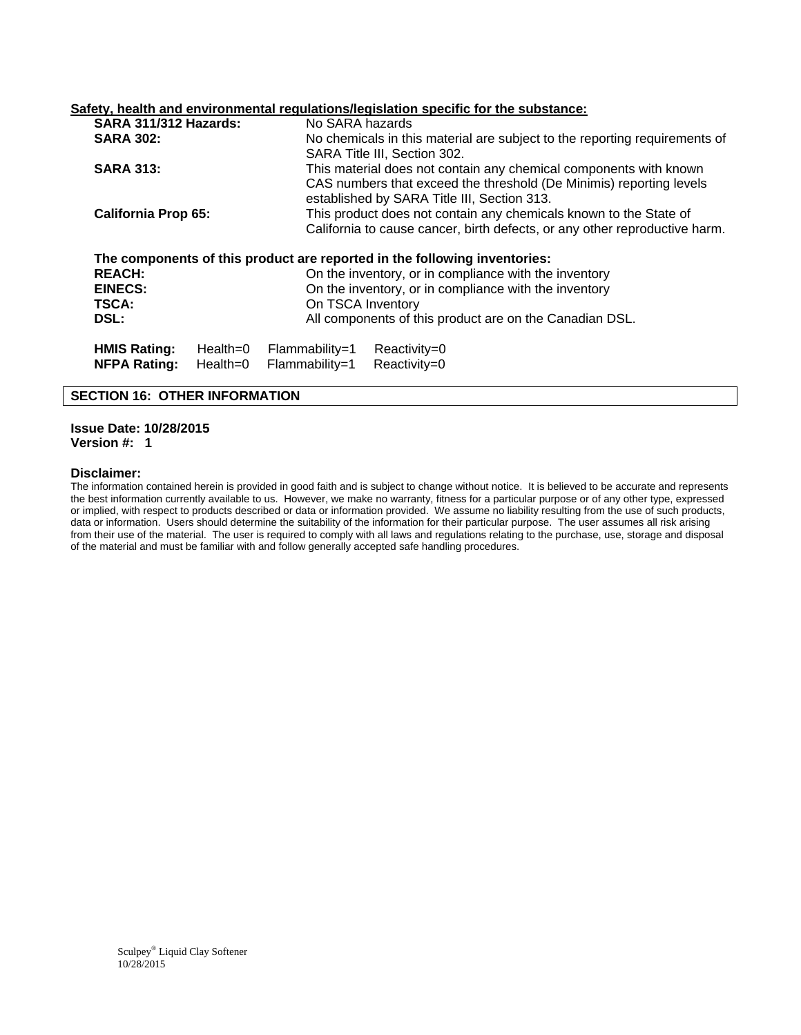**Safety, health and environmental regulations/legislation specific for the substance:**

| | |
|---|---|
| **SARA 311/312 Hazards:** | No SARA hazards |
| **SARA 302:** | No chemicals in this material are subject to the reporting requirements of SARA Title III, Section 302. |
| **SARA 313:** | This material does not contain any chemical components with known CAS numbers that exceed the threshold (De Minimis) reporting levels established by SARA Title III, Section 313. |
| **California Prop 65:** | This product does not contain any chemicals known to the State of California to cause cancer, birth defects, or any other reproductive harm. |

**The components of this product are reported in the following inventories:**

| | |
|---|---|
| **REACH:** | On the inventory, or in compliance with the inventory |
| **EINECS:** | On the inventory, or in compliance with the inventory |
| **TSCA:** | On TSCA Inventory |
| **DSL:** | All components of this product are on the Canadian DSL. |

| | | | |
|---|---|---|---|
| **HMIS Rating:** | Health=0 | Flammability=1 | Reactivity=0 |
| **NFPA Rating:** | Health=0 | Flammability=1 | Reactivity=0 |

## SECTION 16: OTHER INFORMATION

**Issue Date: 10/28/2015**
**Version #: 1**

**Disclaimer:**

The information contained herein is provided in good faith and is subject to change without notice. It is believed to be accurate and represents the best information currently available to us. However, we make no warranty, fitness for a particular purpose or of any other type, expressed or implied, with respect to products described or data or information provided. We assume no liability resulting from the use of such products, data or information. Users should determine the suitability of the information for their particular purpose. The user assumes all risk arising from their use of the material. The user is required to comply with all laws and regulations relating to the purchase, use, storage and disposal of the material and must be familiar with and follow generally accepted safe handling procedures.